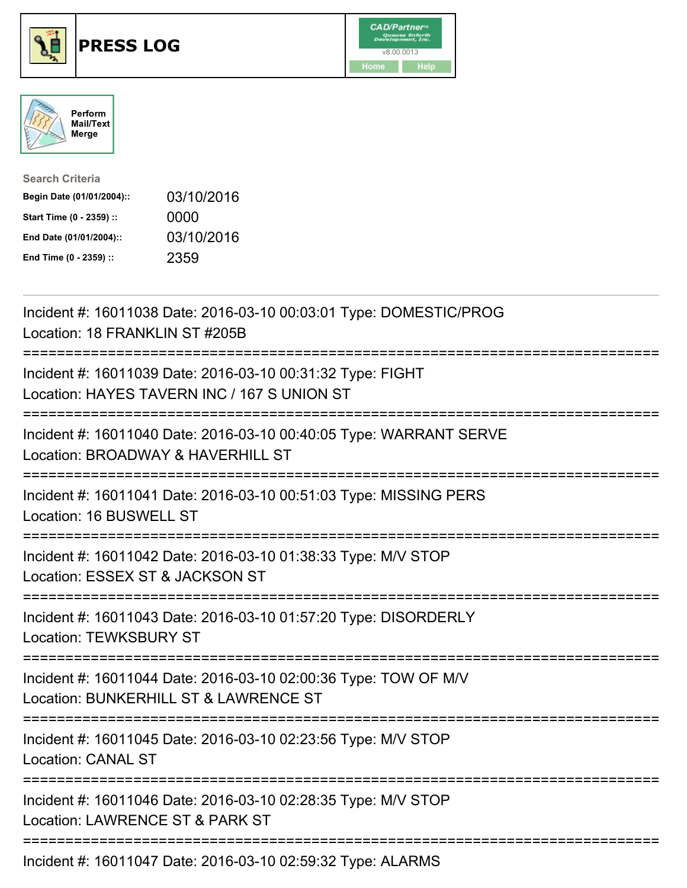# PRESS LOG

Perform Mail/Text Merge

**Search Criteria**

| | |
|---|---|
| **Begin Date (01/01/2004)::** | 03/10/2016 |
| **Start Time (0 - 2359) ::** | 0000 |
| **End Date (01/01/2004)::** | 03/10/2016 |
| **End Time (0 - 2359) ::** | 2359 |

---

Incident #: 16011038 Date: 2016-03-10 00:03:01 Type: DOMESTIC/PROG
Location: 18 FRANKLIN ST #205B

===========================================================================

Incident #: 16011039 Date: 2016-03-10 00:31:32 Type: FIGHT
Location: HAYES TAVERN INC / 167 S UNION ST

===========================================================================

Incident #: 16011040 Date: 2016-03-10 00:40:05 Type: WARRANT SERVE
Location: BROADWAY & HAVERHILL ST

===========================================================================

Incident #: 16011041 Date: 2016-03-10 00:51:03 Type: MISSING PERS
Location: 16 BUSWELL ST

===========================================================================

Incident #: 16011042 Date: 2016-03-10 01:38:33 Type: M/V STOP
Location: ESSEX ST & JACKSON ST

===========================================================================

Incident #: 16011043 Date: 2016-03-10 01:57:20 Type: DISORDERLY
Location: TEWKSBURY ST

===========================================================================

Incident #: 16011044 Date: 2016-03-10 02:00:36 Type: TOW OF M/V
Location: BUNKERHILL ST & LAWRENCE ST

===========================================================================

Incident #: 16011045 Date: 2016-03-10 02:23:56 Type: M/V STOP
Location: CANAL ST

===========================================================================

Incident #: 16011046 Date: 2016-03-10 02:28:35 Type: M/V STOP
Location: LAWRENCE ST & PARK ST

===========================================================================

Incident #: 16011047 Date: 2016-03-10 02:59:32 Type: ALARMS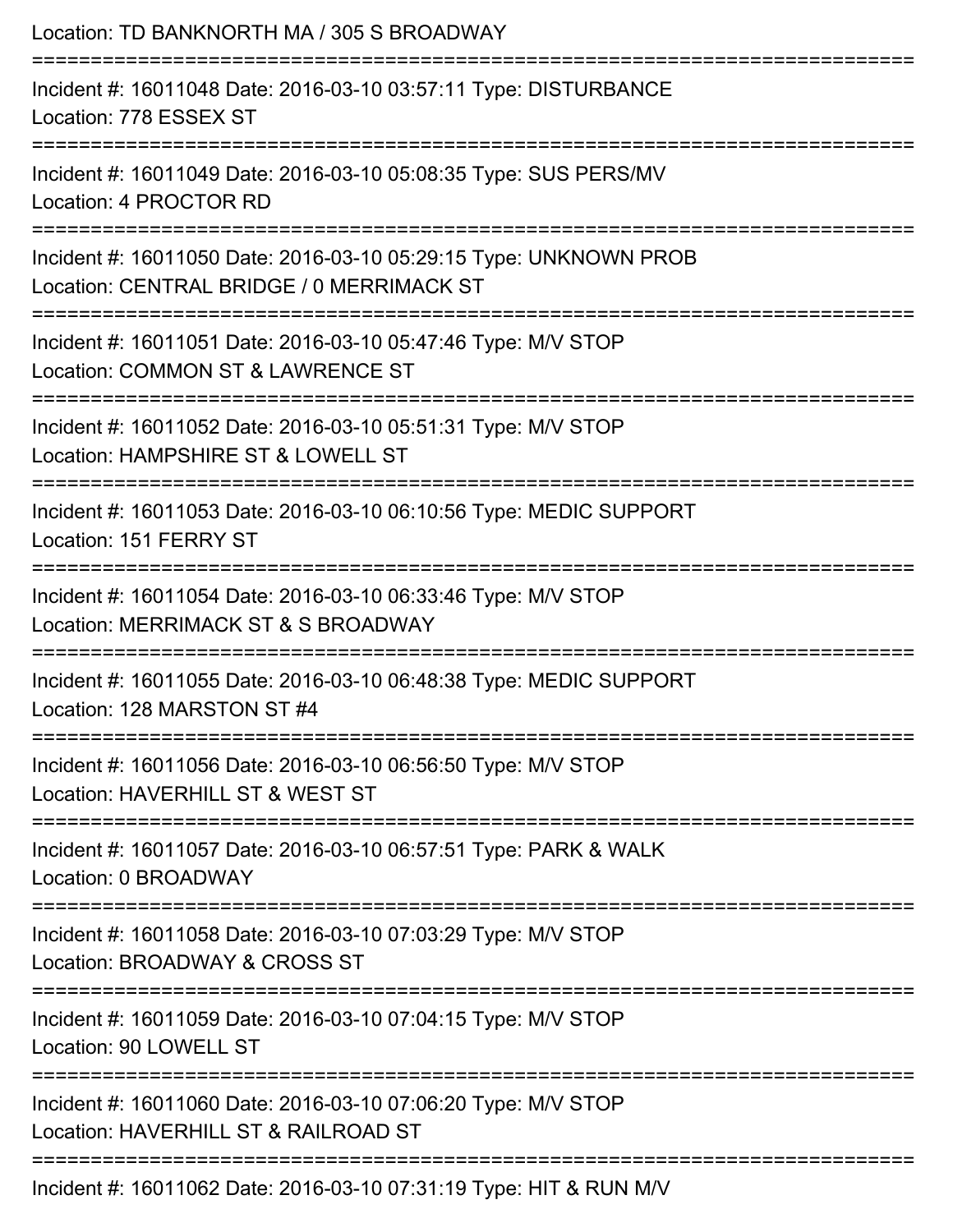Location: TD BANKNORTH MA / 305 S BROADWAY

===========================================================================

Incident #: 16011048 Date: 2016-03-10 03:57:11 Type: DISTURBANCE
Location: 778 ESSEX ST

===========================================================================

Incident #: 16011049 Date: 2016-03-10 05:08:35 Type: SUS PERS/MV
Location: 4 PROCTOR RD

===========================================================================

Incident #: 16011050 Date: 2016-03-10 05:29:15 Type: UNKNOWN PROB
Location: CENTRAL BRIDGE / 0 MERRIMACK ST

===========================================================================

Incident #: 16011051 Date: 2016-03-10 05:47:46 Type: M/V STOP
Location: COMMON ST & LAWRENCE ST

===========================================================================

Incident #: 16011052 Date: 2016-03-10 05:51:31 Type: M/V STOP
Location: HAMPSHIRE ST & LOWELL ST

===========================================================================

Incident #: 16011053 Date: 2016-03-10 06:10:56 Type: MEDIC SUPPORT
Location: 151 FERRY ST

===========================================================================

Incident #: 16011054 Date: 2016-03-10 06:33:46 Type: M/V STOP
Location: MERRIMACK ST & S BROADWAY

===========================================================================

Incident #: 16011055 Date: 2016-03-10 06:48:38 Type: MEDIC SUPPORT
Location: 128 MARSTON ST #4

===========================================================================

Incident #: 16011056 Date: 2016-03-10 06:56:50 Type: M/V STOP
Location: HAVERHILL ST & WEST ST

===========================================================================

Incident #: 16011057 Date: 2016-03-10 06:57:51 Type: PARK & WALK
Location: 0 BROADWAY

===========================================================================

Incident #: 16011058 Date: 2016-03-10 07:03:29 Type: M/V STOP
Location: BROADWAY & CROSS ST

===========================================================================

Incident #: 16011059 Date: 2016-03-10 07:04:15 Type: M/V STOP
Location: 90 LOWELL ST

===========================================================================

Incident #: 16011060 Date: 2016-03-10 07:06:20 Type: M/V STOP
Location: HAVERHILL ST & RAILROAD ST

===========================================================================

Incident #: 16011062 Date: 2016-03-10 07:31:19 Type: HIT & RUN M/V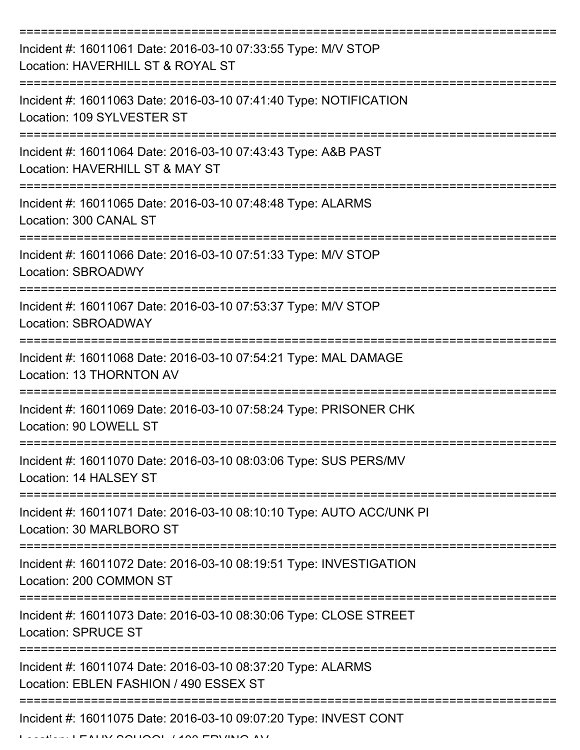===========================================================================

Incident #: 16011061 Date: 2016-03-10 07:33:55 Type: M/V STOP
Location: HAVERHILL ST & ROYAL ST

===========================================================================

Incident #: 16011063 Date: 2016-03-10 07:41:40 Type: NOTIFICATION
Location: 109 SYLVESTER ST

===========================================================================

Incident #: 16011064 Date: 2016-03-10 07:43:43 Type: A&B PAST
Location: HAVERHILL ST & MAY ST

===========================================================================

Incident #: 16011065 Date: 2016-03-10 07:48:48 Type: ALARMS
Location: 300 CANAL ST

===========================================================================

Incident #: 16011066 Date: 2016-03-10 07:51:33 Type: M/V STOP
Location: SBROADWY

===========================================================================

Incident #: 16011067 Date: 2016-03-10 07:53:37 Type: M/V STOP
Location: SBROADWAY

===========================================================================

Incident #: 16011068 Date: 2016-03-10 07:54:21 Type: MAL DAMAGE
Location: 13 THORNTON AV

===========================================================================

Incident #: 16011069 Date: 2016-03-10 07:58:24 Type: PRISONER CHK
Location: 90 LOWELL ST

===========================================================================

Incident #: 16011070 Date: 2016-03-10 08:03:06 Type: SUS PERS/MV
Location: 14 HALSEY ST

===========================================================================

Incident #: 16011071 Date: 2016-03-10 08:10:10 Type: AUTO ACC/UNK PI
Location: 30 MARLBORO ST

===========================================================================

Incident #: 16011072 Date: 2016-03-10 08:19:51 Type: INVESTIGATION
Location: 200 COMMON ST

===========================================================================

Incident #: 16011073 Date: 2016-03-10 08:30:06 Type: CLOSE STREET
Location: SPRUCE ST

===========================================================================

Incident #: 16011074 Date: 2016-03-10 08:37:20 Type: ALARMS
Location: EBLEN FASHION / 490 ESSEX ST

===========================================================================

Incident #: 16011075 Date: 2016-03-10 09:07:20 Type: INVEST CONT
Location: LEAHY SCHOOL / 100 ERVING AV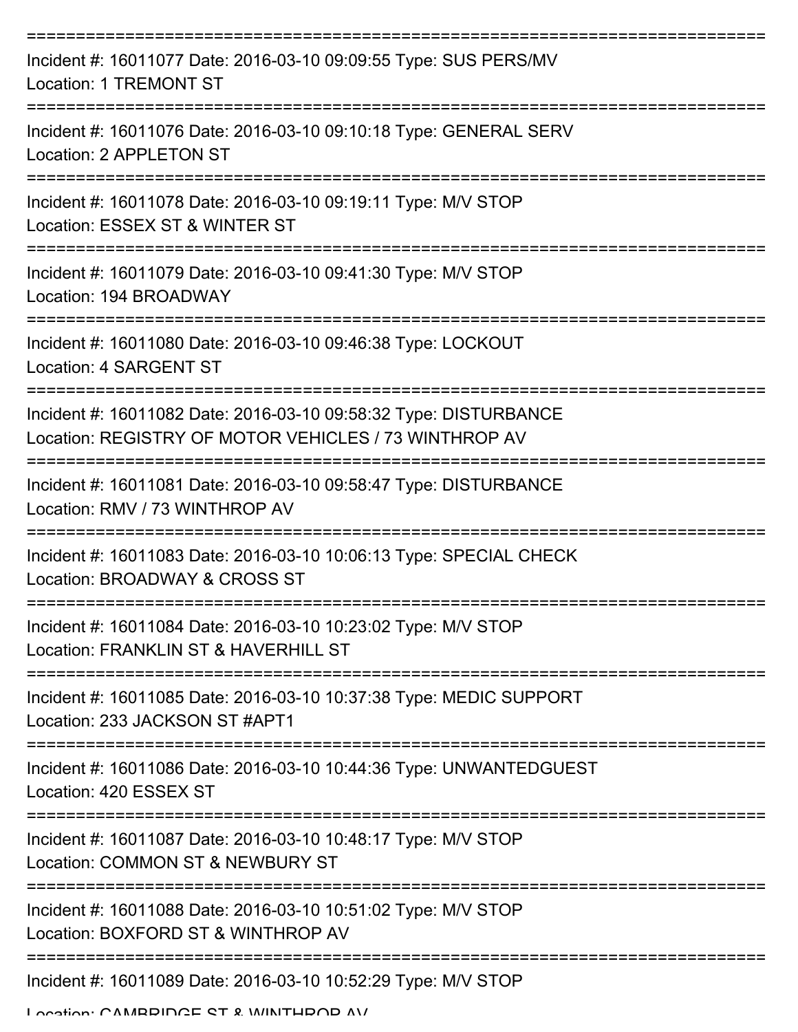===========================================================================

Incident #: 16011077 Date: 2016-03-10 09:09:55 Type: SUS PERS/MV
Location: 1 TREMONT ST

===========================================================================

Incident #: 16011076 Date: 2016-03-10 09:10:18 Type: GENERAL SERV
Location: 2 APPLETON ST

===========================================================================

Incident #: 16011078 Date: 2016-03-10 09:19:11 Type: M/V STOP
Location: ESSEX ST & WINTER ST

===========================================================================

Incident #: 16011079 Date: 2016-03-10 09:41:30 Type: M/V STOP
Location: 194 BROADWAY

===========================================================================

Incident #: 16011080 Date: 2016-03-10 09:46:38 Type: LOCKOUT
Location: 4 SARGENT ST

===========================================================================

Incident #: 16011082 Date: 2016-03-10 09:58:32 Type: DISTURBANCE
Location: REGISTRY OF MOTOR VEHICLES / 73 WINTHROP AV

===========================================================================

Incident #: 16011081 Date: 2016-03-10 09:58:47 Type: DISTURBANCE
Location: RMV / 73 WINTHROP AV

===========================================================================

Incident #: 16011083 Date: 2016-03-10 10:06:13 Type: SPECIAL CHECK
Location: BROADWAY & CROSS ST

===========================================================================

Incident #: 16011084 Date: 2016-03-10 10:23:02 Type: M/V STOP
Location: FRANKLIN ST & HAVERHILL ST

===========================================================================

Incident #: 16011085 Date: 2016-03-10 10:37:38 Type: MEDIC SUPPORT
Location: 233 JACKSON ST #APT1

===========================================================================

Incident #: 16011086 Date: 2016-03-10 10:44:36 Type: UNWANTEDGUEST
Location: 420 ESSEX ST

===========================================================================

Incident #: 16011087 Date: 2016-03-10 10:48:17 Type: M/V STOP
Location: COMMON ST & NEWBURY ST

===========================================================================

Incident #: 16011088 Date: 2016-03-10 10:51:02 Type: M/V STOP
Location: BOXFORD ST & WINTHROP AV

===========================================================================

Incident #: 16011089 Date: 2016-03-10 10:52:29 Type: M/V STOP
Location: CAMBRIDGE ST & WINTHROP AV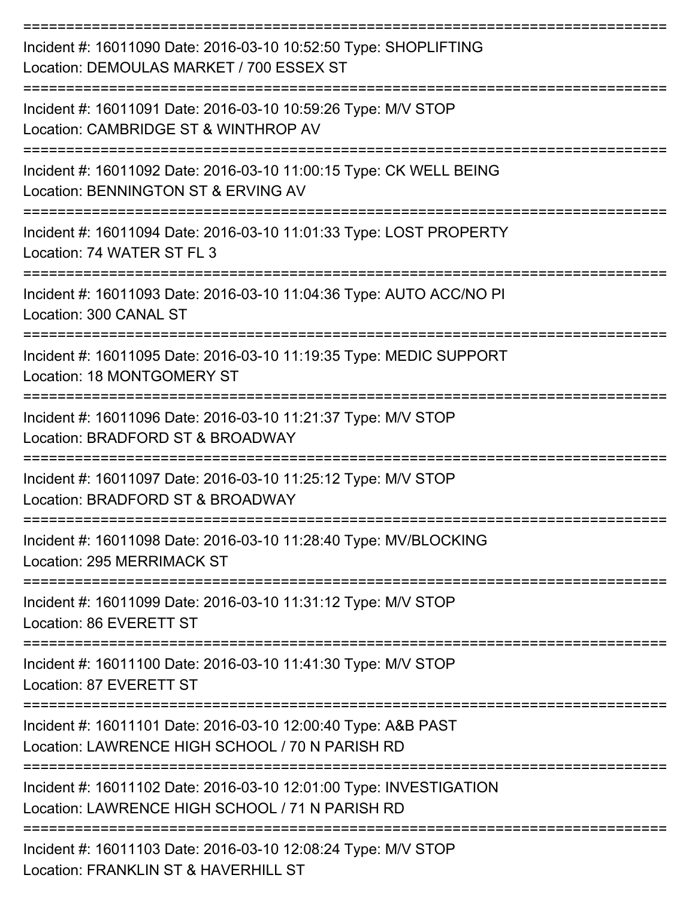===========================================================================

Incident #: 16011090 Date: 2016-03-10 10:52:50 Type: SHOPLIFTING
Location: DEMOULAS MARKET / 700 ESSEX ST

===========================================================================

Incident #: 16011091 Date: 2016-03-10 10:59:26 Type: M/V STOP
Location: CAMBRIDGE ST & WINTHROP AV

===========================================================================

Incident #: 16011092 Date: 2016-03-10 11:00:15 Type: CK WELL BEING
Location: BENNINGTON ST & ERVING AV

===========================================================================

Incident #: 16011094 Date: 2016-03-10 11:01:33 Type: LOST PROPERTY
Location: 74 WATER ST FL 3

===========================================================================

Incident #: 16011093 Date: 2016-03-10 11:04:36 Type: AUTO ACC/NO PI
Location: 300 CANAL ST

===========================================================================

Incident #: 16011095 Date: 2016-03-10 11:19:35 Type: MEDIC SUPPORT
Location: 18 MONTGOMERY ST

===========================================================================

Incident #: 16011096 Date: 2016-03-10 11:21:37 Type: M/V STOP
Location: BRADFORD ST & BROADWAY

===========================================================================

Incident #: 16011097 Date: 2016-03-10 11:25:12 Type: M/V STOP
Location: BRADFORD ST & BROADWAY

===========================================================================

Incident #: 16011098 Date: 2016-03-10 11:28:40 Type: MV/BLOCKING
Location: 295 MERRIMACK ST

===========================================================================

Incident #: 16011099 Date: 2016-03-10 11:31:12 Type: M/V STOP
Location: 86 EVERETT ST

===========================================================================

Incident #: 16011100 Date: 2016-03-10 11:41:30 Type: M/V STOP
Location: 87 EVERETT ST

===========================================================================

Incident #: 16011101 Date: 2016-03-10 12:00:40 Type: A&B PAST
Location: LAWRENCE HIGH SCHOOL / 70 N PARISH RD

===========================================================================

Incident #: 16011102 Date: 2016-03-10 12:01:00 Type: INVESTIGATION
Location: LAWRENCE HIGH SCHOOL / 71 N PARISH RD

===========================================================================

Incident #: 16011103 Date: 2016-03-10 12:08:24 Type: M/V STOP
Location: FRANKLIN ST & HAVERHILL ST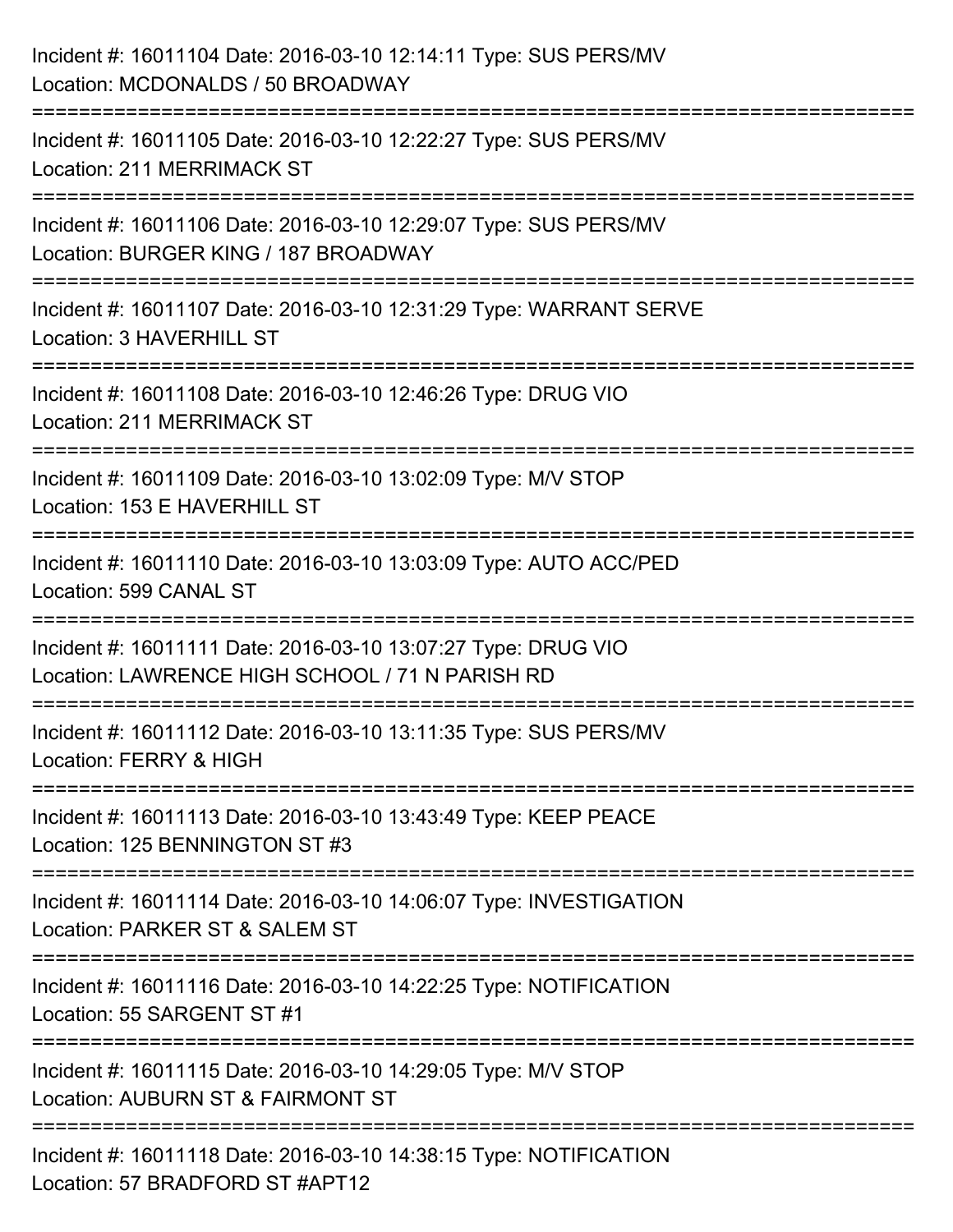Incident #: 16011104 Date: 2016-03-10 12:14:11 Type: SUS PERS/MV
Location: MCDONALDS / 50 BROADWAY

===========================================================================

Incident #: 16011105 Date: 2016-03-10 12:22:27 Type: SUS PERS/MV
Location: 211 MERRIMACK ST

===========================================================================

Incident #: 16011106 Date: 2016-03-10 12:29:07 Type: SUS PERS/MV
Location: BURGER KING / 187 BROADWAY

===========================================================================

Incident #: 16011107 Date: 2016-03-10 12:31:29 Type: WARRANT SERVE
Location: 3 HAVERHILL ST

===========================================================================

Incident #: 16011108 Date: 2016-03-10 12:46:26 Type: DRUG VIO
Location: 211 MERRIMACK ST

===========================================================================

Incident #: 16011109 Date: 2016-03-10 13:02:09 Type: M/V STOP
Location: 153 E HAVERHILL ST

===========================================================================

Incident #: 16011110 Date: 2016-03-10 13:03:09 Type: AUTO ACC/PED
Location: 599 CANAL ST

===========================================================================

Incident #: 16011111 Date: 2016-03-10 13:07:27 Type: DRUG VIO
Location: LAWRENCE HIGH SCHOOL / 71 N PARISH RD

===========================================================================

Incident #: 16011112 Date: 2016-03-10 13:11:35 Type: SUS PERS/MV
Location: FERRY & HIGH

===========================================================================

Incident #: 16011113 Date: 2016-03-10 13:43:49 Type: KEEP PEACE
Location: 125 BENNINGTON ST #3

===========================================================================

Incident #: 16011114 Date: 2016-03-10 14:06:07 Type: INVESTIGATION
Location: PARKER ST & SALEM ST

===========================================================================

Incident #: 16011116 Date: 2016-03-10 14:22:25 Type: NOTIFICATION
Location: 55 SARGENT ST #1

===========================================================================

Incident #: 16011115 Date: 2016-03-10 14:29:05 Type: M/V STOP
Location: AUBURN ST & FAIRMONT ST

===========================================================================

Incident #: 16011118 Date: 2016-03-10 14:38:15 Type: NOTIFICATION
Location: 57 BRADFORD ST #APT12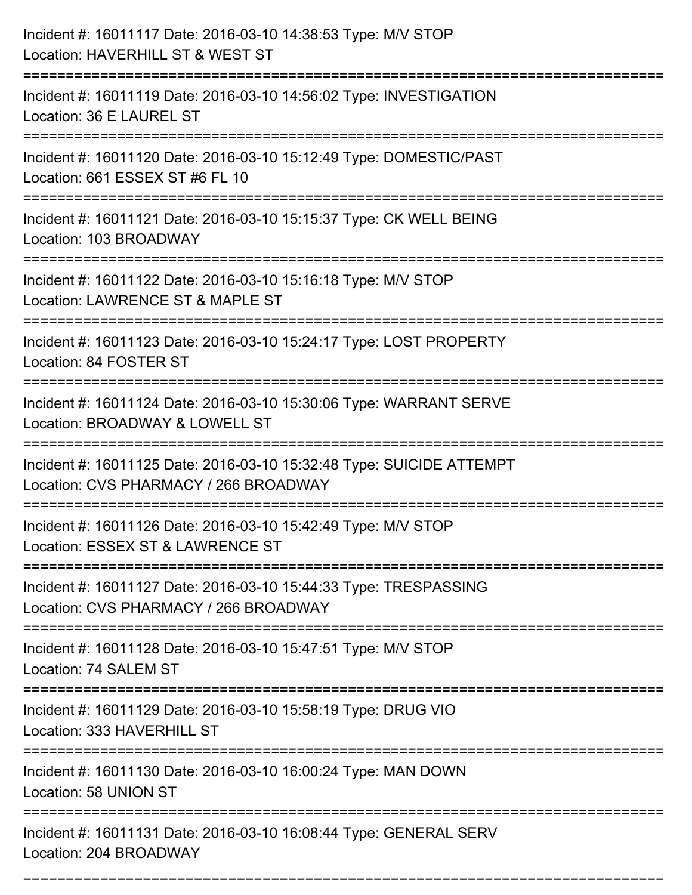Incident #: 16011117 Date: 2016-03-10 14:38:53 Type: M/V STOP
Location: HAVERHILL ST & WEST ST

===========================================================================

Incident #: 16011119 Date: 2016-03-10 14:56:02 Type: INVESTIGATION
Location: 36 E LAUREL ST

===========================================================================

Incident #: 16011120 Date: 2016-03-10 15:12:49 Type: DOMESTIC/PAST
Location: 661 ESSEX ST #6 FL 10

===========================================================================

Incident #: 16011121 Date: 2016-03-10 15:15:37 Type: CK WELL BEING
Location: 103 BROADWAY

===========================================================================

Incident #: 16011122 Date: 2016-03-10 15:16:18 Type: M/V STOP
Location: LAWRENCE ST & MAPLE ST

===========================================================================

Incident #: 16011123 Date: 2016-03-10 15:24:17 Type: LOST PROPERTY
Location: 84 FOSTER ST

===========================================================================

Incident #: 16011124 Date: 2016-03-10 15:30:06 Type: WARRANT SERVE
Location: BROADWAY & LOWELL ST

===========================================================================

Incident #: 16011125 Date: 2016-03-10 15:32:48 Type: SUICIDE ATTEMPT
Location: CVS PHARMACY / 266 BROADWAY

===========================================================================

Incident #: 16011126 Date: 2016-03-10 15:42:49 Type: M/V STOP
Location: ESSEX ST & LAWRENCE ST

===========================================================================

Incident #: 16011127 Date: 2016-03-10 15:44:33 Type: TRESPASSING
Location: CVS PHARMACY / 266 BROADWAY

===========================================================================

Incident #: 16011128 Date: 2016-03-10 15:47:51 Type: M/V STOP
Location: 74 SALEM ST

===========================================================================

Incident #: 16011129 Date: 2016-03-10 15:58:19 Type: DRUG VIO
Location: 333 HAVERHILL ST

===========================================================================

Incident #: 16011130 Date: 2016-03-10 16:00:24 Type: MAN DOWN
Location: 58 UNION ST

===========================================================================

Incident #: 16011131 Date: 2016-03-10 16:08:44 Type: GENERAL SERV
Location: 204 BROADWAY

===========================================================================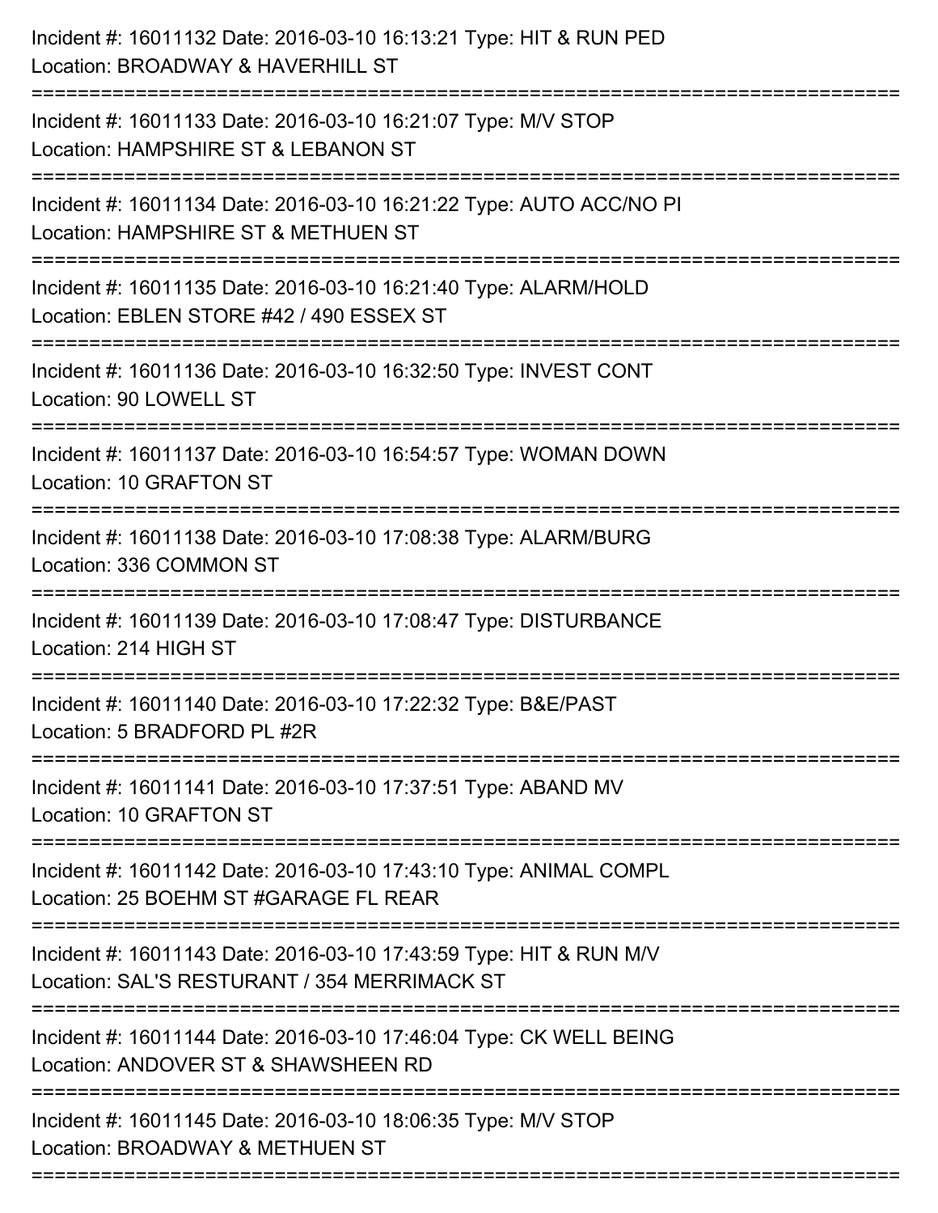Incident #: 16011132 Date: 2016-03-10 16:13:21 Type: HIT & RUN PED
Location: BROADWAY & HAVERHILL ST

===========================================================================

Incident #: 16011133 Date: 2016-03-10 16:21:07 Type: M/V STOP
Location: HAMPSHIRE ST & LEBANON ST

===========================================================================

Incident #: 16011134 Date: 2016-03-10 16:21:22 Type: AUTO ACC/NO PI
Location: HAMPSHIRE ST & METHUEN ST

===========================================================================

Incident #: 16011135 Date: 2016-03-10 16:21:40 Type: ALARM/HOLD
Location: EBLEN STORE #42 / 490 ESSEX ST

===========================================================================

Incident #: 16011136 Date: 2016-03-10 16:32:50 Type: INVEST CONT
Location: 90 LOWELL ST

===========================================================================

Incident #: 16011137 Date: 2016-03-10 16:54:57 Type: WOMAN DOWN
Location: 10 GRAFTON ST

===========================================================================

Incident #: 16011138 Date: 2016-03-10 17:08:38 Type: ALARM/BURG
Location: 336 COMMON ST

===========================================================================

Incident #: 16011139 Date: 2016-03-10 17:08:47 Type: DISTURBANCE
Location: 214 HIGH ST

===========================================================================

Incident #: 16011140 Date: 2016-03-10 17:22:32 Type: B&E/PAST
Location: 5 BRADFORD PL #2R

===========================================================================

Incident #: 16011141 Date: 2016-03-10 17:37:51 Type: ABAND MV
Location: 10 GRAFTON ST

===========================================================================

Incident #: 16011142 Date: 2016-03-10 17:43:10 Type: ANIMAL COMPL
Location: 25 BOEHM ST #GARAGE FL REAR

===========================================================================

Incident #: 16011143 Date: 2016-03-10 17:43:59 Type: HIT & RUN M/V
Location: SAL'S RESTURANT / 354 MERRIMACK ST

===========================================================================

Incident #: 16011144 Date: 2016-03-10 17:46:04 Type: CK WELL BEING
Location: ANDOVER ST & SHAWSHEEN RD

===========================================================================

Incident #: 16011145 Date: 2016-03-10 18:06:35 Type: M/V STOP
Location: BROADWAY & METHUEN ST

===========================================================================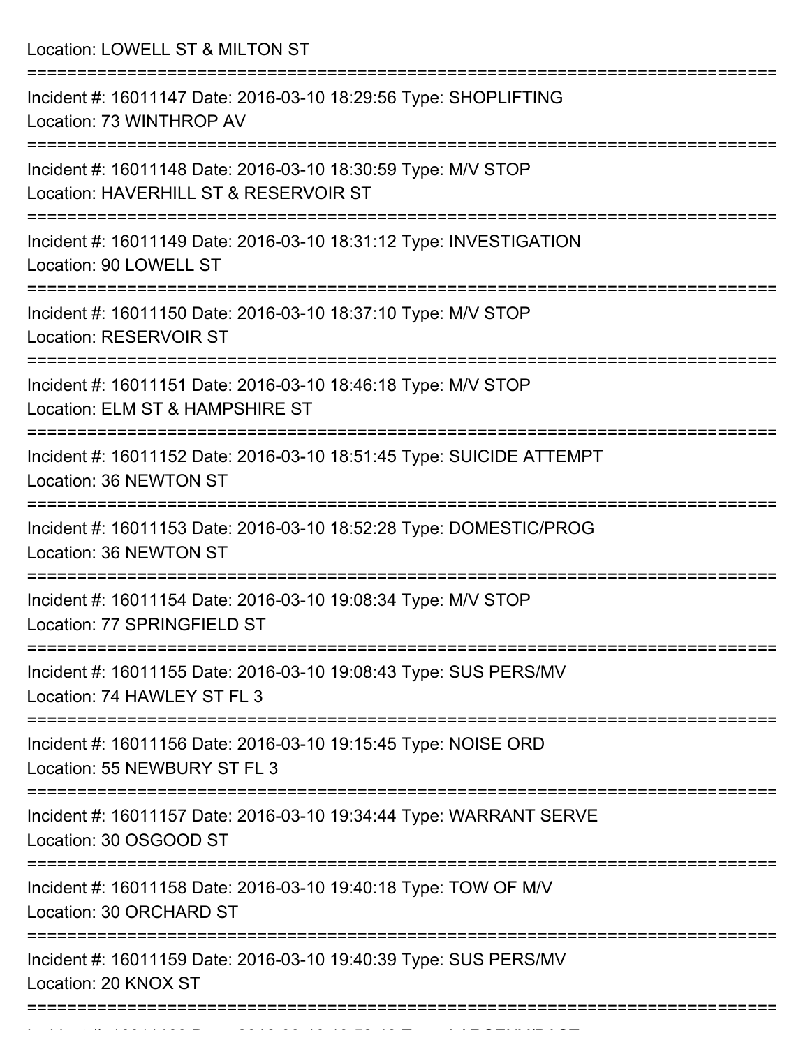Location: LOWELL ST & MILTON ST

===========================================================================

Incident #: 16011147 Date: 2016-03-10 18:29:56 Type: SHOPLIFTING
Location: 73 WINTHROP AV

===========================================================================

Incident #: 16011148 Date: 2016-03-10 18:30:59 Type: M/V STOP
Location: HAVERHILL ST & RESERVOIR ST

===========================================================================

Incident #: 16011149 Date: 2016-03-10 18:31:12 Type: INVESTIGATION
Location: 90 LOWELL ST

===========================================================================

Incident #: 16011150 Date: 2016-03-10 18:37:10 Type: M/V STOP
Location: RESERVOIR ST

===========================================================================

Incident #: 16011151 Date: 2016-03-10 18:46:18 Type: M/V STOP
Location: ELM ST & HAMPSHIRE ST

===========================================================================

Incident #: 16011152 Date: 2016-03-10 18:51:45 Type: SUICIDE ATTEMPT
Location: 36 NEWTON ST

===========================================================================

Incident #: 16011153 Date: 2016-03-10 18:52:28 Type: DOMESTIC/PROG
Location: 36 NEWTON ST

===========================================================================

Incident #: 16011154 Date: 2016-03-10 19:08:34 Type: M/V STOP
Location: 77 SPRINGFIELD ST

===========================================================================

Incident #: 16011155 Date: 2016-03-10 19:08:43 Type: SUS PERS/MV
Location: 74 HAWLEY ST FL 3

===========================================================================

Incident #: 16011156 Date: 2016-03-10 19:15:45 Type: NOISE ORD
Location: 55 NEWBURY ST FL 3

===========================================================================

Incident #: 16011157 Date: 2016-03-10 19:34:44 Type: WARRANT SERVE
Location: 30 OSGOOD ST

===========================================================================

Incident #: 16011158 Date: 2016-03-10 19:40:18 Type: TOW OF M/V
Location: 30 ORCHARD ST

===========================================================================

Incident #: 16011159 Date: 2016-03-10 19:40:39 Type: SUS PERS/MV
Location: 20 KNOX ST

===========================================================================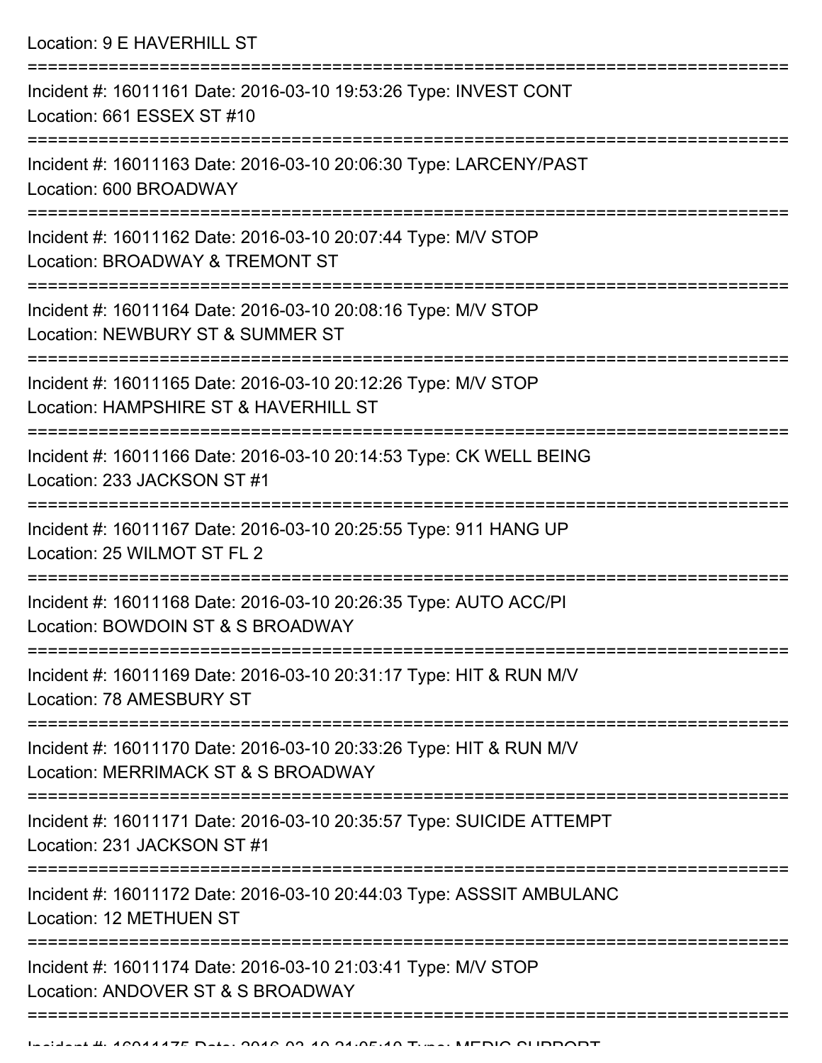Location: 9 E HAVERHILL ST

===========================================================================

Incident #: 16011161 Date: 2016-03-10 19:53:26 Type: INVEST CONT
Location: 661 ESSEX ST #10

===========================================================================

Incident #: 16011163 Date: 2016-03-10 20:06:30 Type: LARCENY/PAST
Location: 600 BROADWAY

===========================================================================

Incident #: 16011162 Date: 2016-03-10 20:07:44 Type: M/V STOP
Location: BROADWAY & TREMONT ST

===========================================================================

Incident #: 16011164 Date: 2016-03-10 20:08:16 Type: M/V STOP
Location: NEWBURY ST & SUMMER ST

===========================================================================

Incident #: 16011165 Date: 2016-03-10 20:12:26 Type: M/V STOP
Location: HAMPSHIRE ST & HAVERHILL ST

===========================================================================

Incident #: 16011166 Date: 2016-03-10 20:14:53 Type: CK WELL BEING
Location: 233 JACKSON ST #1

===========================================================================

Incident #: 16011167 Date: 2016-03-10 20:25:55 Type: 911 HANG UP
Location: 25 WILMOT ST FL 2

===========================================================================

Incident #: 16011168 Date: 2016-03-10 20:26:35 Type: AUTO ACC/PI
Location: BOWDOIN ST & S BROADWAY

===========================================================================

Incident #: 16011169 Date: 2016-03-10 20:31:17 Type: HIT & RUN M/V
Location: 78 AMESBURY ST

===========================================================================

Incident #: 16011170 Date: 2016-03-10 20:33:26 Type: HIT & RUN M/V
Location: MERRIMACK ST & S BROADWAY

===========================================================================

Incident #: 16011171 Date: 2016-03-10 20:35:57 Type: SUICIDE ATTEMPT
Location: 231 JACKSON ST #1

===========================================================================

Incident #: 16011172 Date: 2016-03-10 20:44:03 Type: ASSSIT AMBULANC
Location: 12 METHUEN ST

===========================================================================

Incident #: 16011174 Date: 2016-03-10 21:03:41 Type: M/V STOP
Location: ANDOVER ST & S BROADWAY

===========================================================================

Incident #: 16011175 Date: 2016-03-10 21:05:10 Type: MEDIC SUPPORT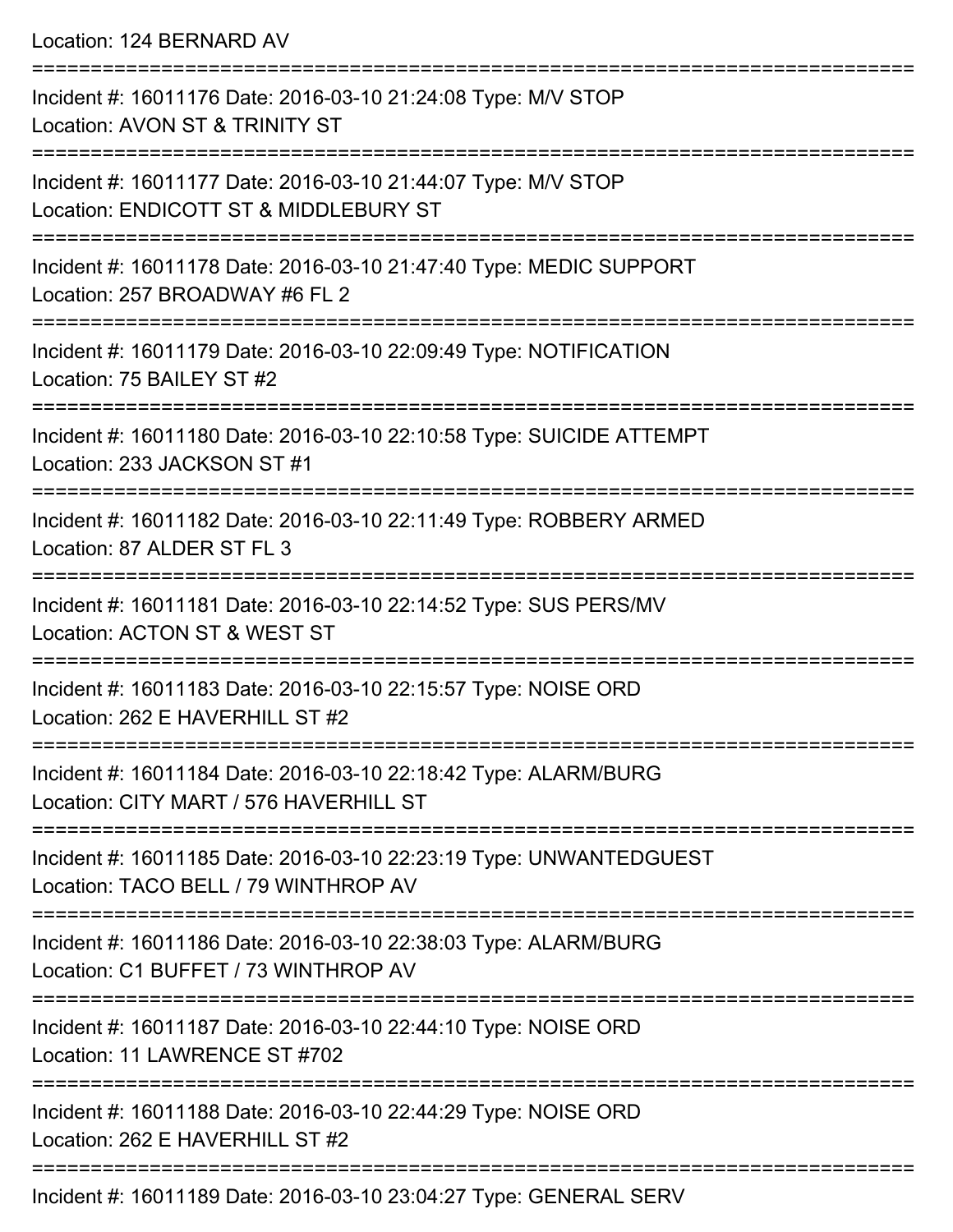Location: 124 BERNARD AV

===========================================================================

Incident #: 16011176 Date: 2016-03-10 21:24:08 Type: M/V STOP
Location: AVON ST & TRINITY ST

===========================================================================

Incident #: 16011177 Date: 2016-03-10 21:44:07 Type: M/V STOP
Location: ENDICOTT ST & MIDDLEBURY ST

===========================================================================

Incident #: 16011178 Date: 2016-03-10 21:47:40 Type: MEDIC SUPPORT
Location: 257 BROADWAY #6 FL 2

===========================================================================

Incident #: 16011179 Date: 2016-03-10 22:09:49 Type: NOTIFICATION
Location: 75 BAILEY ST #2

===========================================================================

Incident #: 16011180 Date: 2016-03-10 22:10:58 Type: SUICIDE ATTEMPT
Location: 233 JACKSON ST #1

===========================================================================

Incident #: 16011182 Date: 2016-03-10 22:11:49 Type: ROBBERY ARMED
Location: 87 ALDER ST FL 3

===========================================================================

Incident #: 16011181 Date: 2016-03-10 22:14:52 Type: SUS PERS/MV
Location: ACTON ST & WEST ST

===========================================================================

Incident #: 16011183 Date: 2016-03-10 22:15:57 Type: NOISE ORD
Location: 262 E HAVERHILL ST #2

===========================================================================

Incident #: 16011184 Date: 2016-03-10 22:18:42 Type: ALARM/BURG
Location: CITY MART / 576 HAVERHILL ST

===========================================================================

Incident #: 16011185 Date: 2016-03-10 22:23:19 Type: UNWANTEDGUEST
Location: TACO BELL / 79 WINTHROP AV

===========================================================================

Incident #: 16011186 Date: 2016-03-10 22:38:03 Type: ALARM/BURG
Location: C1 BUFFET / 73 WINTHROP AV

===========================================================================

Incident #: 16011187 Date: 2016-03-10 22:44:10 Type: NOISE ORD
Location: 11 LAWRENCE ST #702

===========================================================================

Incident #: 16011188 Date: 2016-03-10 22:44:29 Type: NOISE ORD
Location: 262 E HAVERHILL ST #2

===========================================================================

Incident #: 16011189 Date: 2016-03-10 23:04:27 Type: GENERAL SERV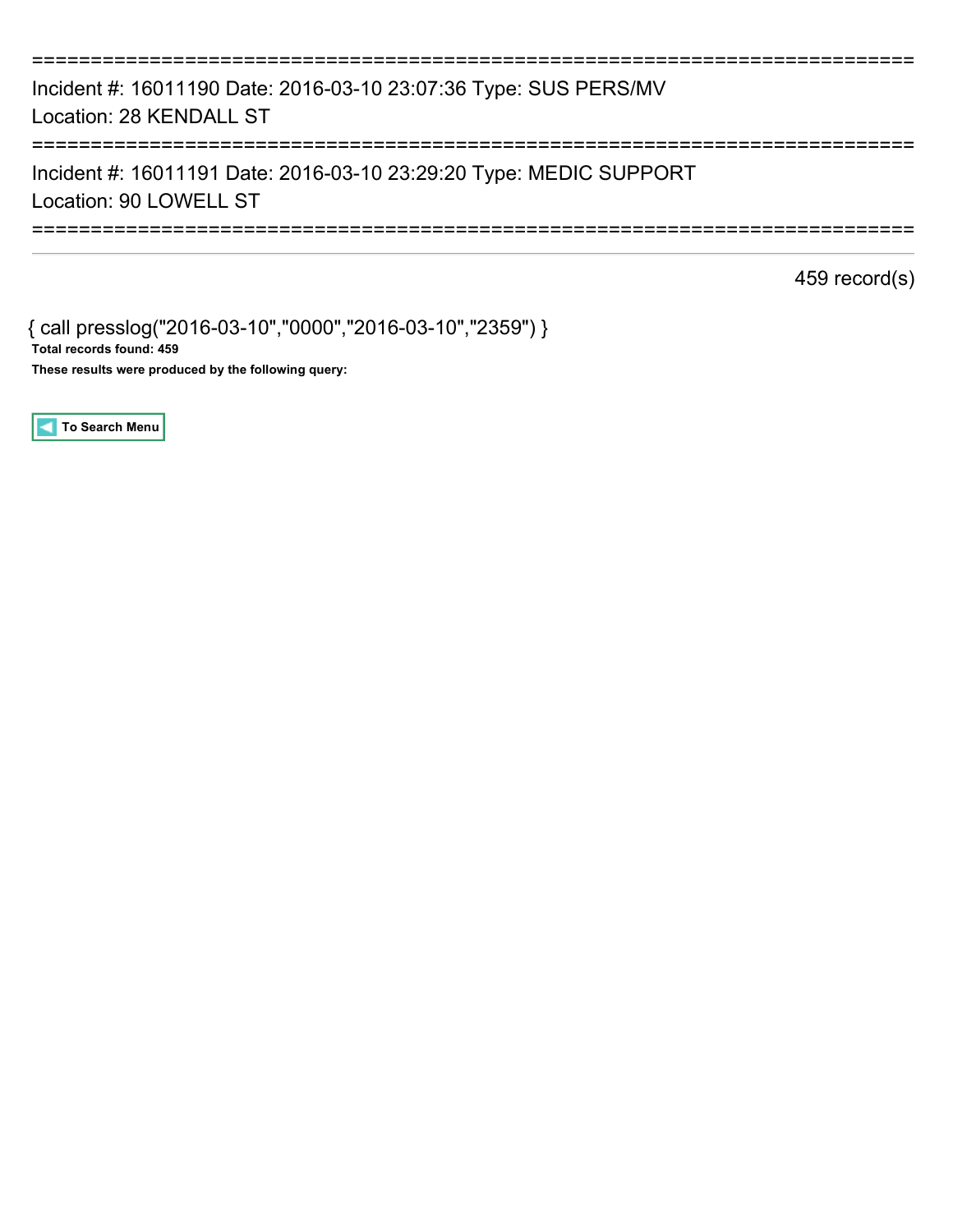===========================================================================

Incident #: 16011190 Date: 2016-03-10 23:07:36 Type: SUS PERS/MV
Location: 28 KENDALL ST

===========================================================================

Incident #: 16011191 Date: 2016-03-10 23:29:20 Type: MEDIC SUPPORT
Location: 90 LOWELL ST

===========================================================================

---

459 record(s)

{ call presslog("2016-03-10","0000","2016-03-10","2359") }

**Total records found: 459**

**These results were produced by the following query:**

**To Search Menu**